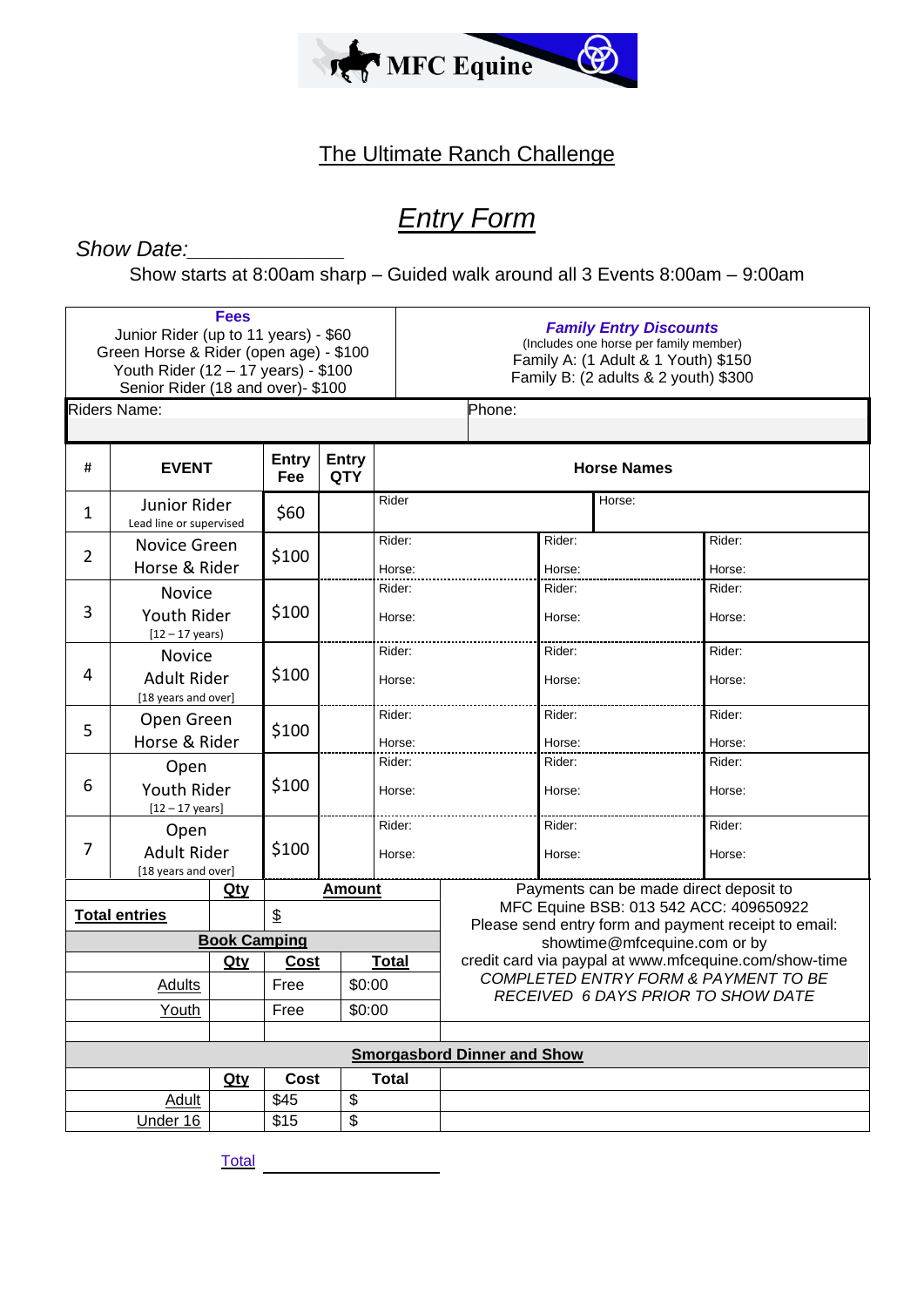MFC Equine

# The Ultimate Ranch Challenge

## *Entry Form*

*Show Date:*______________

Show starts at 8:00am sharp – Guided walk around all 3 Events 8:00am – 9:00am

| Fees | Family Entry Discounts |
|---|---|
| Junior Rider (up to 11 years) - $60<br>Green Horse & Rider (open age) - $100<br>Youth Rider (12 – 17 years) - $100<br>Senior Rider (18 and over)- $100 | (Includes one horse per family member)<br>Family A: (1 Adult & 1 Youth) $150<br>Family B: (2 adults & 2 youth) $300 |

Riders Name: Phone:

| # | EVENT | Entry Fee | Entry QTY | Horse Names | | |
|---|---|---|---|---|---|---|
| 1 | Junior Rider<br>Lead line or supervised | $60 | | Rider | Horse: | |
| 2 | Novice Green Horse & Rider | $100 | | Rider:<br>Horse: | Rider:<br>Horse: | Rider:<br>Horse: |
| 3 | Novice Youth Rider<br>[12 – 17 years] | $100 | | Rider:<br>Horse: | Rider:<br>Horse: | Rider:<br>Horse: |
| 4 | Novice Adult Rider<br>[18 years and over] | $100 | | Rider:<br>Horse: | Rider:<br>Horse: | Rider:<br>Horse: |
| 5 | Open Green Horse & Rider | $100 | | Rider:<br>Horse: | Rider:<br>Horse: | Rider:<br>Horse: |
| 6 | Open Youth Rider<br>[12 – 17 years] | $100 | | Rider:<br>Horse: | Rider:<br>Horse: | Rider:<br>Horse: |
| 7 | Open Adult Rider<br>[18 years and over] | $100 | | Rider:<br>Horse: | Rider:<br>Horse: | Rider:<br>Horse: |

| | Qty | Amount | |
|---|---|---|---|
| **Total entries** | | $ | |
| **Book Camping** | | | |
| | Qty | Cost | Total |
| Adults | | Free | $0:00 |
| Youth | | Free | $0:00 |

Payments can be made direct deposit to
MFC Equine BSB: 013 542 ACC: 409650922
Please send entry form and payment receipt to email:
showtime@mfcequine.com or by
credit card via paypal at www.mfcequine.com/show-time

*COMPLETED ENTRY FORM & PAYMENT TO BE RECEIVED 6 DAYS PRIOR TO SHOW DATE*

| **Smorgasbord Dinner and Show** | | | |
|---|---|---|---|
| | Qty | Cost | Total |
| Adult | | $45 | $ |
| Under 16 | | $15 | $ |

Total ____________________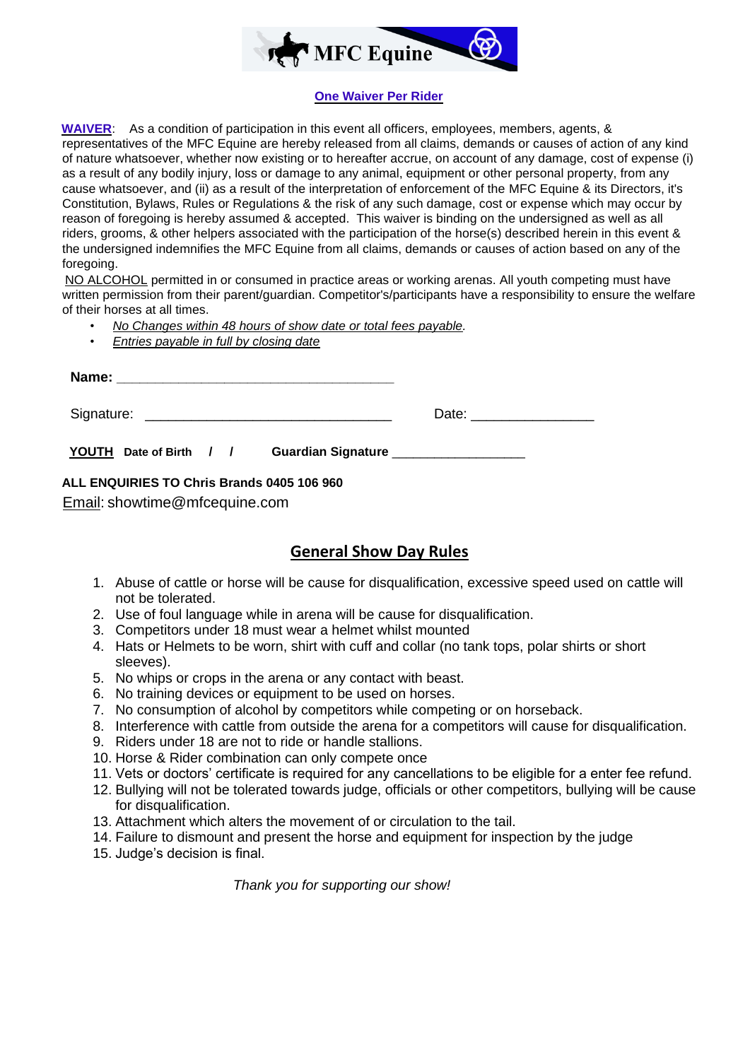MFC Equine

**One Waiver Per Rider**

**WAIVER**: As a condition of participation in this event all officers, employees, members, agents, & representatives of the MFC Equine are hereby released from all claims, demands or causes of action of any kind of nature whatsoever, whether now existing or to hereafter accrue, on account of any damage, cost of expense (i) as a result of any bodily injury, loss or damage to any animal, equipment or other personal property, from any cause whatsoever, and (ii) as a result of the interpretation of enforcement of the MFC Equine & its Directors, it's Constitution, Bylaws, Rules or Regulations & the risk of any such damage, cost or expense which may occur by reason of foregoing is hereby assumed & accepted. This waiver is binding on the undersigned as well as all riders, grooms, & other helpers associated with the participation of the horse(s) described herein in this event & the undersigned indemnifies the MFC Equine from all claims, demands or causes of action based on any of the foregoing.

NO ALCOHOL permitted in or consumed in practice areas or working arenas. All youth competing must have written permission from their parent/guardian. Competitor's/participants have a responsibility to ensure the welfare of their horses at all times.

- *No Changes within 48 hours of show date or total fees payable.*
- *Entries payable in full by closing date*

**Name:** ____________________________________

Signature: _______________________________ Date: _______________

**YOUTH Date of Birth / / Guardian Signature** _________________

**ALL ENQUIRIES TO Chris Brands 0405 106 960**

Email: showtime@mfcequine.com

## General Show Day Rules

1. Abuse of cattle or horse will be cause for disqualification, excessive speed used on cattle will not be tolerated.
2. Use of foul language while in arena will be cause for disqualification.
3. Competitors under 18 must wear a helmet whilst mounted
4. Hats or Helmets to be worn, shirt with cuff and collar (no tank tops, polar shirts or short sleeves).
5. No whips or crops in the arena or any contact with beast.
6. No training devices or equipment to be used on horses.
7. No consumption of alcohol by competitors while competing or on horseback.
8. Interference with cattle from outside the arena for a competitors will cause for disqualification.
9. Riders under 18 are not to ride or handle stallions.
10. Horse & Rider combination can only compete once
11. Vets or doctors' certificate is required for any cancellations to be eligible for a enter fee refund.
12. Bullying will not be tolerated towards judge, officials or other competitors, bullying will be cause for disqualification.
13. Attachment which alters the movement of or circulation to the tail.
14. Failure to dismount and present the horse and equipment for inspection by the judge
15. Judge's decision is final.

*Thank you for supporting our show!*